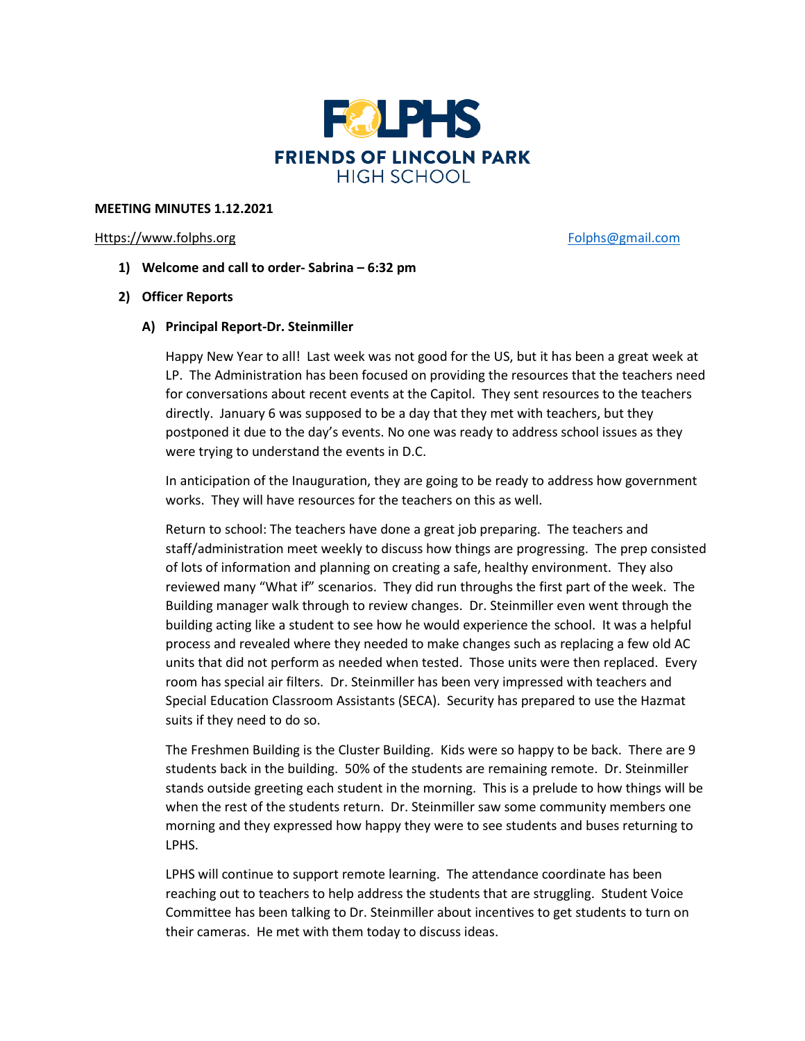# FOLPHS

## FRIENDS OF LINCOLN PARK HIGH SCHOOL

**MEETING MINUTES 1.12.2021**

Https://www.folphs.org Folphs@gmail.com

1) **Welcome and call to order- Sabrina – 6:32 pm**

2) **Officer Reports**

   A) **Principal Report-Dr. Steinmiller**

   Happy New Year to all! Last week was not good for the US, but it has been a great week at LP. The Administration has been focused on providing the resources that the teachers need for conversations about recent events at the Capitol. They sent resources to the teachers directly. January 6 was supposed to be a day that they met with teachers, but they postponed it due to the day's events. No one was ready to address school issues as they were trying to understand the events in D.C.

   In anticipation of the Inauguration, they are going to be ready to address how government works. They will have resources for the teachers on this as well.

   Return to school: The teachers have done a great job preparing. The teachers and staff/administration meet weekly to discuss how things are progressing. The prep consisted of lots of information and planning on creating a safe, healthy environment. They also reviewed many "What if" scenarios. They did run throughs the first part of the week. The Building manager walk through to review changes. Dr. Steinmiller even went through the building acting like a student to see how he would experience the school. It was a helpful process and revealed where they needed to make changes such as replacing a few old AC units that did not perform as needed when tested. Those units were then replaced. Every room has special air filters. Dr. Steinmiller has been very impressed with teachers and Special Education Classroom Assistants (SECA). Security has prepared to use the Hazmat suits if they need to do so.

   The Freshmen Building is the Cluster Building. Kids were so happy to be back. There are 9 students back in the building. 50% of the students are remaining remote. Dr. Steinmiller stands outside greeting each student in the morning. This is a prelude to how things will be when the rest of the students return. Dr. Steinmiller saw some community members one morning and they expressed how happy they were to see students and buses returning to LPHS.

   LPHS will continue to support remote learning. The attendance coordinate has been reaching out to teachers to help address the students that are struggling. Student Voice Committee has been talking to Dr. Steinmiller about incentives to get students to turn on their cameras. He met with them today to discuss ideas.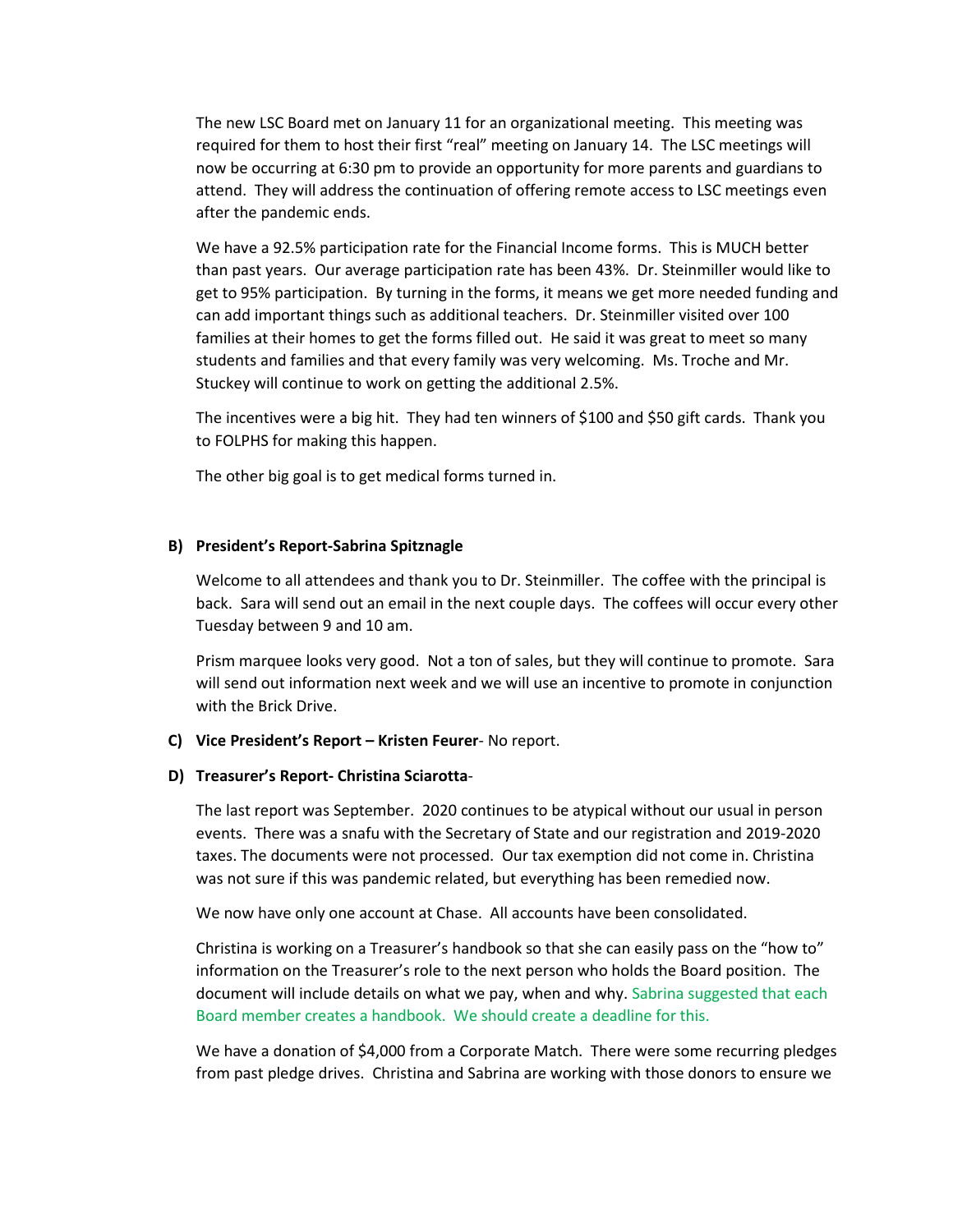The new LSC Board met on January 11 for an organizational meeting. This meeting was required for them to host their first "real" meeting on January 14. The LSC meetings will now be occurring at 6:30 pm to provide an opportunity for more parents and guardians to attend. They will address the continuation of offering remote access to LSC meetings even after the pandemic ends.

We have a 92.5% participation rate for the Financial Income forms. This is MUCH better than past years. Our average participation rate has been 43%. Dr. Steinmiller would like to get to 95% participation. By turning in the forms, it means we get more needed funding and can add important things such as additional teachers. Dr. Steinmiller visited over 100 families at their homes to get the forms filled out. He said it was great to meet so many students and families and that every family was very welcoming. Ms. Troche and Mr. Stuckey will continue to work on getting the additional 2.5%.

The incentives were a big hit. They had ten winners of $100 and $50 gift cards. Thank you to FOLPHS for making this happen.

The other big goal is to get medical forms turned in.

**B) President's Report-Sabrina Spitznagle**

Welcome to all attendees and thank you to Dr. Steinmiller. The coffee with the principal is back. Sara will send out an email in the next couple days. The coffees will occur every other Tuesday between 9 and 10 am.

Prism marquee looks very good. Not a ton of sales, but they will continue to promote. Sara will send out information next week and we will use an incentive to promote in conjunction with the Brick Drive.

**C) Vice President's Report – Kristen Feurer**- No report.

**D) Treasurer's Report- Christina Sciarotta**-

The last report was September. 2020 continues to be atypical without our usual in person events. There was a snafu with the Secretary of State and our registration and 2019-2020 taxes. The documents were not processed. Our tax exemption did not come in. Christina was not sure if this was pandemic related, but everything has been remedied now.

We now have only one account at Chase. All accounts have been consolidated.

Christina is working on a Treasurer's handbook so that she can easily pass on the "how to" information on the Treasurer's role to the next person who holds the Board position. The document will include details on what we pay, when and why. Sabrina suggested that each Board member creates a handbook. We should create a deadline for this.

We have a donation of $4,000 from a Corporate Match. There were some recurring pledges from past pledge drives. Christina and Sabrina are working with those donors to ensure we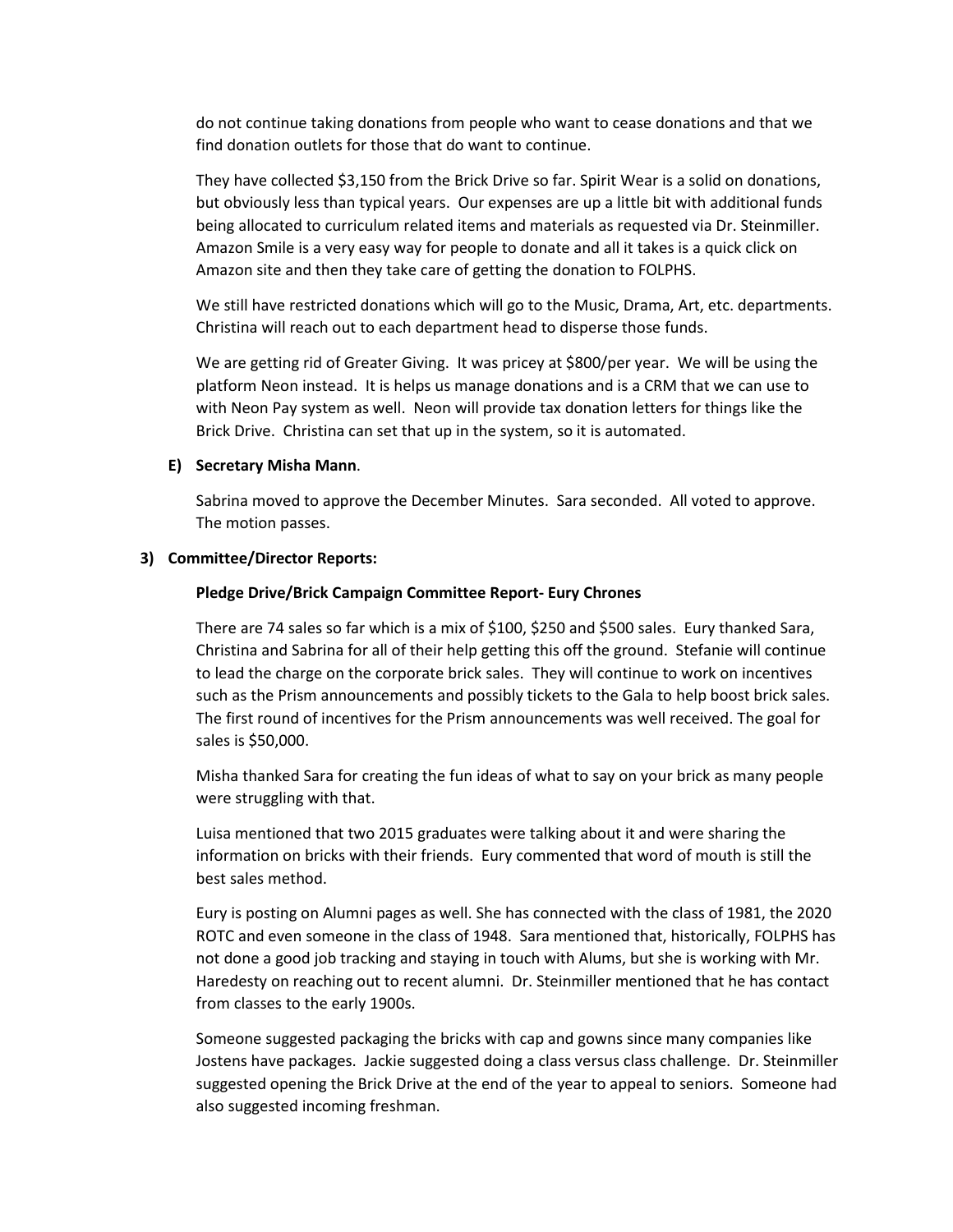do not continue taking donations from people who want to cease donations and that we find donation outlets for those that do want to continue.

They have collected $3,150 from the Brick Drive so far. Spirit Wear is a solid on donations, but obviously less than typical years. Our expenses are up a little bit with additional funds being allocated to curriculum related items and materials as requested via Dr. Steinmiller. Amazon Smile is a very easy way for people to donate and all it takes is a quick click on Amazon site and then they take care of getting the donation to FOLPHS.

We still have restricted donations which will go to the Music, Drama, Art, etc. departments. Christina will reach out to each department head to disperse those funds.

We are getting rid of Greater Giving. It was pricey at $800/per year. We will be using the platform Neon instead. It is helps us manage donations and is a CRM that we can use to with Neon Pay system as well. Neon will provide tax donation letters for things like the Brick Drive. Christina can set that up in the system, so it is automated.

**E) Secretary Misha Mann**.

Sabrina moved to approve the December Minutes. Sara seconded. All voted to approve. The motion passes.

**3) Committee/Director Reports:**

**Pledge Drive/Brick Campaign Committee Report- Eury Chrones**

There are 74 sales so far which is a mix of $100, $250 and $500 sales. Eury thanked Sara, Christina and Sabrina for all of their help getting this off the ground. Stefanie will continue to lead the charge on the corporate brick sales. They will continue to work on incentives such as the Prism announcements and possibly tickets to the Gala to help boost brick sales. The first round of incentives for the Prism announcements was well received. The goal for sales is $50,000.

Misha thanked Sara for creating the fun ideas of what to say on your brick as many people were struggling with that.

Luisa mentioned that two 2015 graduates were talking about it and were sharing the information on bricks with their friends. Eury commented that word of mouth is still the best sales method.

Eury is posting on Alumni pages as well. She has connected with the class of 1981, the 2020 ROTC and even someone in the class of 1948. Sara mentioned that, historically, FOLPHS has not done a good job tracking and staying in touch with Alums, but she is working with Mr. Haredesty on reaching out to recent alumni. Dr. Steinmiller mentioned that he has contact from classes to the early 1900s.

Someone suggested packaging the bricks with cap and gowns since many companies like Jostens have packages. Jackie suggested doing a class versus class challenge. Dr. Steinmiller suggested opening the Brick Drive at the end of the year to appeal to seniors. Someone had also suggested incoming freshman.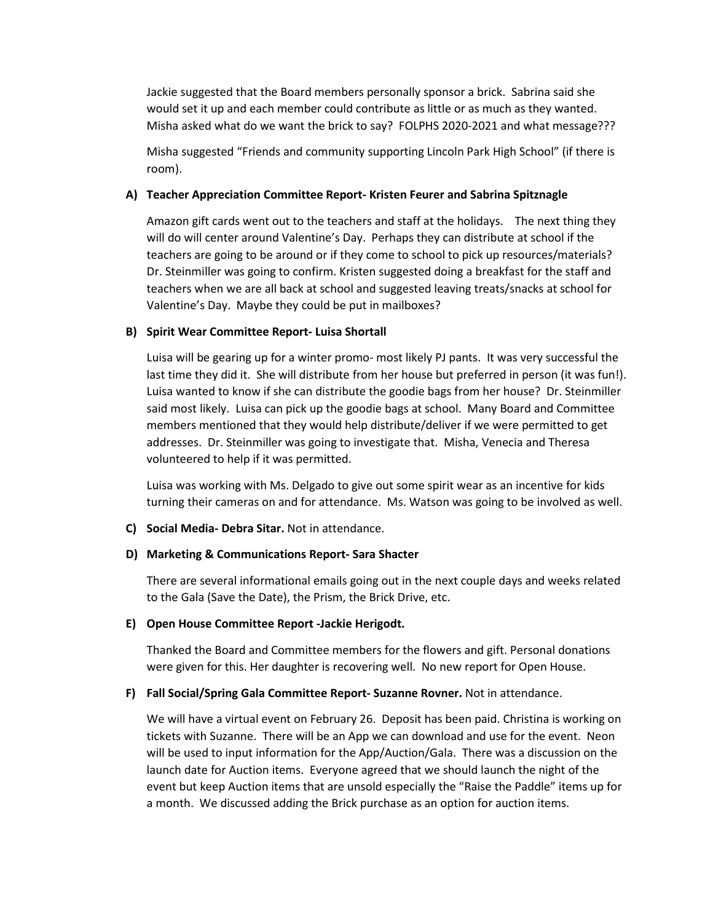Jackie suggested that the Board members personally sponsor a brick. Sabrina said she would set it up and each member could contribute as little or as much as they wanted. Misha asked what do we want the brick to say? FOLPHS 2020-2021 and what message???

Misha suggested "Friends and community supporting Lincoln Park High School" (if there is room).

**A) Teacher Appreciation Committee Report- Kristen Feurer and Sabrina Spitznagle**

Amazon gift cards went out to the teachers and staff at the holidays. The next thing they will do will center around Valentine's Day. Perhaps they can distribute at school if the teachers are going to be around or if they come to school to pick up resources/materials? Dr. Steinmiller was going to confirm. Kristen suggested doing a breakfast for the staff and teachers when we are all back at school and suggested leaving treats/snacks at school for Valentine's Day. Maybe they could be put in mailboxes?

**B) Spirit Wear Committee Report- Luisa Shortall**

Luisa will be gearing up for a winter promo- most likely PJ pants. It was very successful the last time they did it. She will distribute from her house but preferred in person (it was fun!). Luisa wanted to know if she can distribute the goodie bags from her house? Dr. Steinmiller said most likely. Luisa can pick up the goodie bags at school. Many Board and Committee members mentioned that they would help distribute/deliver if we were permitted to get addresses. Dr. Steinmiller was going to investigate that. Misha, Venecia and Theresa volunteered to help if it was permitted.

Luisa was working with Ms. Delgado to give out some spirit wear as an incentive for kids turning their cameras on and for attendance. Ms. Watson was going to be involved as well.

**C) Social Media- Debra Sitar.** Not in attendance.

**D) Marketing & Communications Report- Sara Shacter**

There are several informational emails going out in the next couple days and weeks related to the Gala (Save the Date), the Prism, the Brick Drive, etc.

**E) Open House Committee Report -Jackie Herigodt.**

Thanked the Board and Committee members for the flowers and gift. Personal donations were given for this. Her daughter is recovering well. No new report for Open House.

**F) Fall Social/Spring Gala Committee Report- Suzanne Rovner.** Not in attendance.

We will have a virtual event on February 26. Deposit has been paid. Christina is working on tickets with Suzanne. There will be an App we can download and use for the event. Neon will be used to input information for the App/Auction/Gala. There was a discussion on the launch date for Auction items. Everyone agreed that we should launch the night of the event but keep Auction items that are unsold especially the "Raise the Paddle" items up for a month. We discussed adding the Brick purchase as an option for auction items.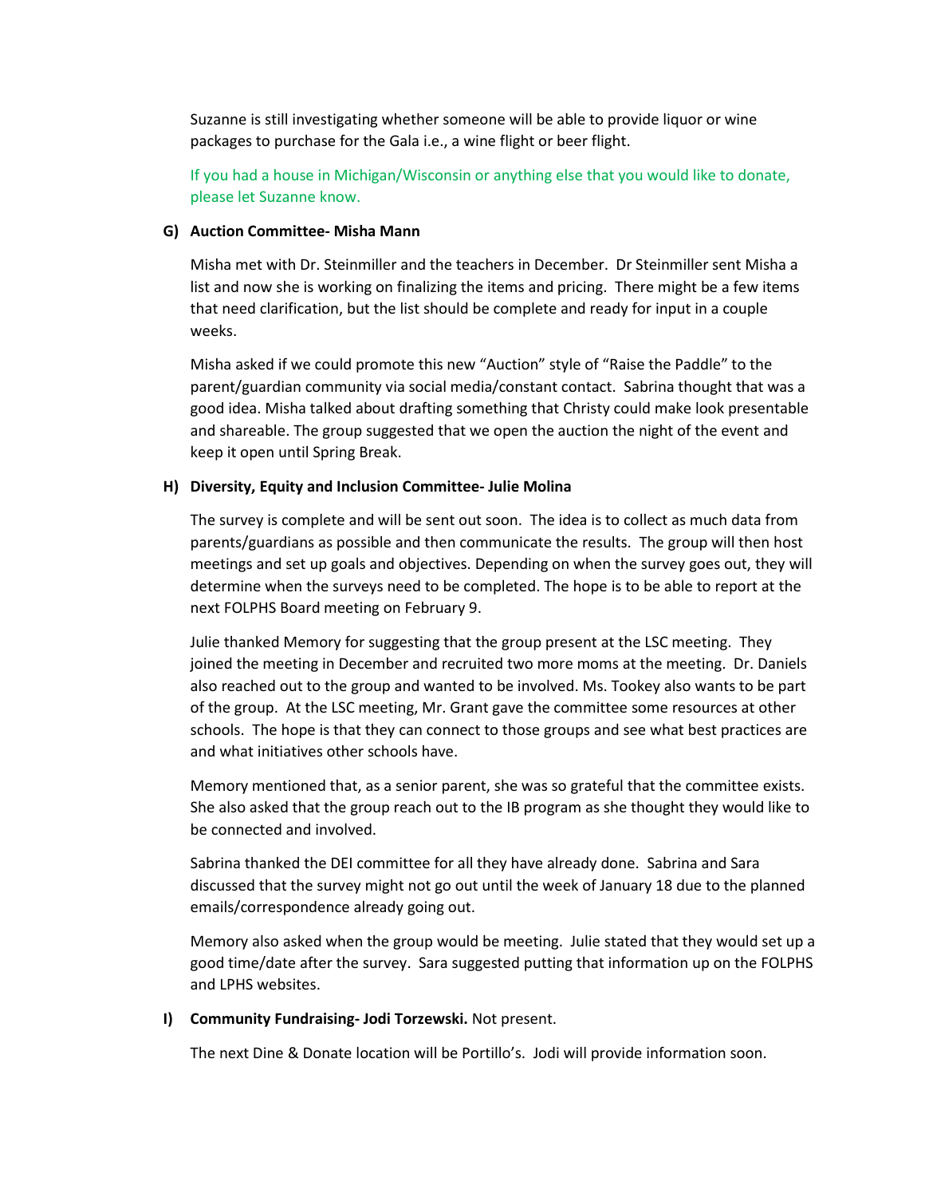Suzanne is still investigating whether someone will be able to provide liquor or wine packages to purchase for the Gala i.e., a wine flight or beer flight.

If you had a house in Michigan/Wisconsin or anything else that you would like to donate, please let Suzanne know.

**G) Auction Committee- Misha Mann**

Misha met with Dr. Steinmiller and the teachers in December. Dr Steinmiller sent Misha a list and now she is working on finalizing the items and pricing. There might be a few items that need clarification, but the list should be complete and ready for input in a couple weeks.

Misha asked if we could promote this new "Auction" style of "Raise the Paddle" to the parent/guardian community via social media/constant contact. Sabrina thought that was a good idea. Misha talked about drafting something that Christy could make look presentable and shareable. The group suggested that we open the auction the night of the event and keep it open until Spring Break.

**H) Diversity, Equity and Inclusion Committee- Julie Molina**

The survey is complete and will be sent out soon. The idea is to collect as much data from parents/guardians as possible and then communicate the results. The group will then host meetings and set up goals and objectives. Depending on when the survey goes out, they will determine when the surveys need to be completed. The hope is to be able to report at the next FOLPHS Board meeting on February 9.

Julie thanked Memory for suggesting that the group present at the LSC meeting. They joined the meeting in December and recruited two more moms at the meeting. Dr. Daniels also reached out to the group and wanted to be involved. Ms. Tookey also wants to be part of the group. At the LSC meeting, Mr. Grant gave the committee some resources at other schools. The hope is that they can connect to those groups and see what best practices are and what initiatives other schools have.

Memory mentioned that, as a senior parent, she was so grateful that the committee exists. She also asked that the group reach out to the IB program as she thought they would like to be connected and involved.

Sabrina thanked the DEI committee for all they have already done. Sabrina and Sara discussed that the survey might not go out until the week of January 18 due to the planned emails/correspondence already going out.

Memory also asked when the group would be meeting. Julie stated that they would set up a good time/date after the survey. Sara suggested putting that information up on the FOLPHS and LPHS websites.

**I) Community Fundraising- Jodi Torzewski.** Not present.

The next Dine & Donate location will be Portillo's. Jodi will provide information soon.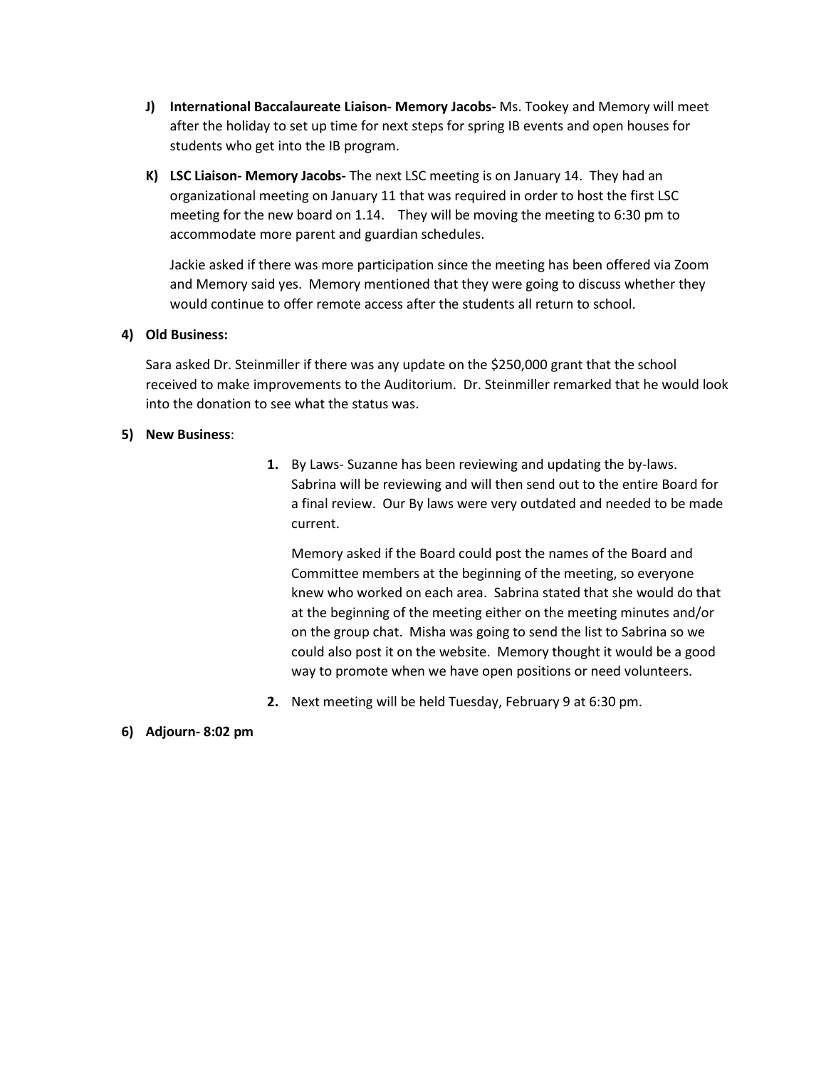J) **International Baccalaureate Liaison- Memory Jacobs-** Ms. Tookey and Memory will meet after the holiday to set up time for next steps for spring IB events and open houses for students who get into the IB program.

K) **LSC Liaison- Memory Jacobs-** The next LSC meeting is on January 14. They had an organizational meeting on January 11 that was required in order to host the first LSC meeting for the new board on 1.14. They will be moving the meeting to 6:30 pm to accommodate more parent and guardian schedules.

Jackie asked if there was more participation since the meeting has been offered via Zoom and Memory said yes. Memory mentioned that they were going to discuss whether they would continue to offer remote access after the students all return to school.

**4) Old Business:**

Sara asked Dr. Steinmiller if there was any update on the $250,000 grant that the school received to make improvements to the Auditorium. Dr. Steinmiller remarked that he would look into the donation to see what the status was.

**5) New Business**:

1. By Laws- Suzanne has been reviewing and updating the by-laws. Sabrina will be reviewing and will then send out to the entire Board for a final review. Our By laws were very outdated and needed to be made current.

   Memory asked if the Board could post the names of the Board and Committee members at the beginning of the meeting, so everyone knew who worked on each area. Sabrina stated that she would do that at the beginning of the meeting either on the meeting minutes and/or on the group chat. Misha was going to send the list to Sabrina so we could also post it on the website. Memory thought it would be a good way to promote when we have open positions or need volunteers.

2. Next meeting will be held Tuesday, February 9 at 6:30 pm.

**6) Adjourn- 8:02 pm**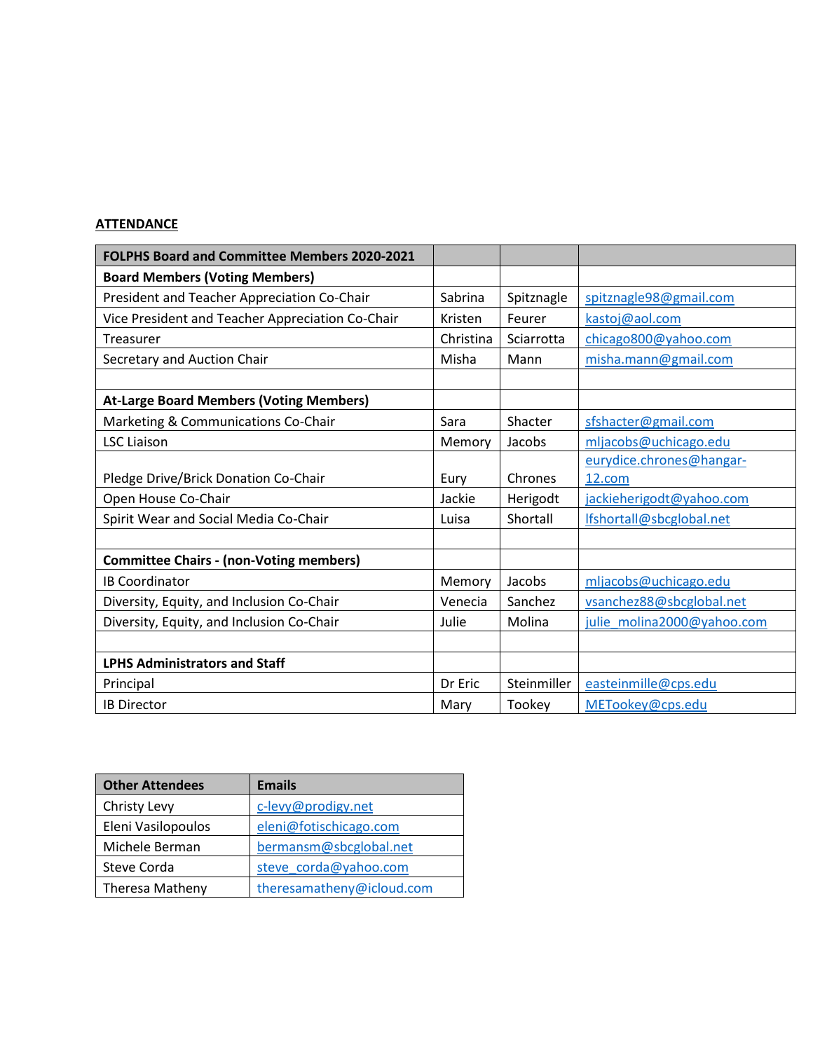**ATTENDANCE**

| FOLPHS Board and Committee Members 2020-2021 | | | |
|---|---|---|---|
| **Board Members (Voting Members)** | | | |
| President and Teacher Appreciation Co-Chair | Sabrina | Spitznagle | spitznagle98@gmail.com |
| Vice President and Teacher Appreciation Co-Chair | Kristen | Feurer | kastoj@aol.com |
| Treasurer | Christina | Sciarrotta | chicago800@yahoo.com |
| Secretary and Auction Chair | Misha | Mann | misha.mann@gmail.com |
| | | | |
| **At-Large Board Members (Voting Members)** | | | |
| Marketing & Communications Co-Chair | Sara | Shacter | sfshacter@gmail.com |
| LSC Liaison | Memory | Jacobs | mljacobs@uchicago.edu |
| Pledge Drive/Brick Donation Co-Chair | Eury | Chrones | eurydice.chrones@hangar-12.com |
| Open House Co-Chair | Jackie | Herigodt | jackieherigodt@yahoo.com |
| Spirit Wear and Social Media Co-Chair | Luisa | Shortall | lfshortall@sbcglobal.net |
| | | | |
| **Committee Chairs - (non-Voting members)** | | | |
| IB Coordinator | Memory | Jacobs | mljacobs@uchicago.edu |
| Diversity, Equity, and Inclusion Co-Chair | Venecia | Sanchez | vsanchez88@sbcglobal.net |
| Diversity, Equity, and Inclusion Co-Chair | Julie | Molina | julie_molina2000@yahoo.com |
| | | | |
| **LPHS Administrators and Staff** | | | |
| Principal | Dr Eric | Steinmiller | easteinmille@cps.edu |
| IB Director | Mary | Tookey | METookey@cps.edu |

| Other Attendees | Emails |
|---|---|
| Christy Levy | c-levy@prodigy.net |
| Eleni Vasilopoulos | eleni@fotischicago.com |
| Michele Berman | bermansm@sbcglobal.net |
| Steve Corda | steve_corda@yahoo.com |
| Theresa Matheny | theresamatheny@icloud.com |